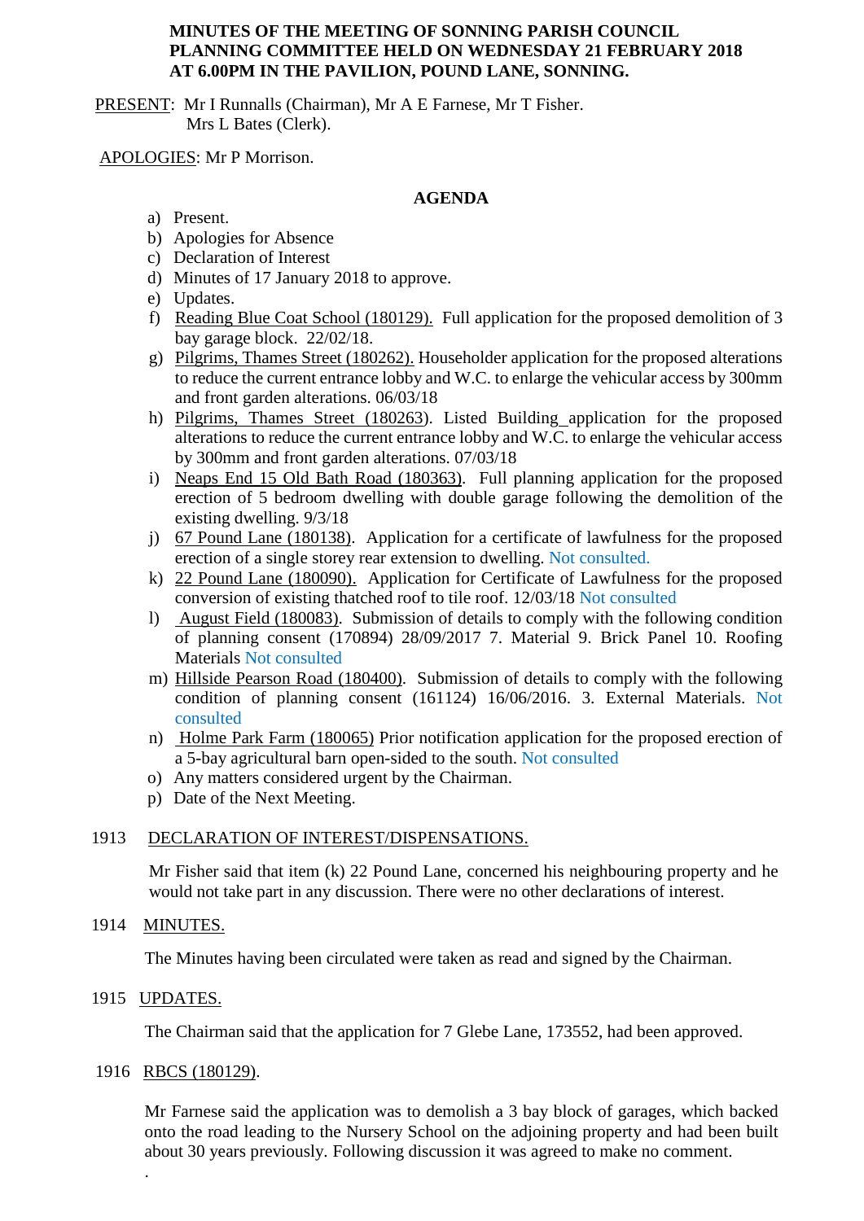**MINUTES OF THE MEETING OF SONNING PARISH COUNCIL PLANNING COMMITTEE HELD ON WEDNESDAY 21 FEBRUARY 2018 AT 6.00PM IN THE PAVILION, POUND LANE, SONNING.**

PRESENT: Mr I Runnalls (Chairman), Mr A E Farnese, Mr T Fisher.
Mrs L Bates (Clerk).

APOLOGIES: Mr P Morrison.

**AGENDA**

a) Present.
b) Apologies for Absence
c) Declaration of Interest
d) Minutes of 17 January 2018 to approve.
e) Updates.
f) Reading Blue Coat School (180129). Full application for the proposed demolition of 3 bay garage block. 22/02/18.
g) Pilgrims, Thames Street (180262). Householder application for the proposed alterations to reduce the current entrance lobby and W.C. to enlarge the vehicular access by 300mm and front garden alterations. 06/03/18
h) Pilgrims, Thames Street (180263). Listed Building application for the proposed alterations to reduce the current entrance lobby and W.C. to enlarge the vehicular access by 300mm and front garden alterations. 07/03/18
i) Neaps End 15 Old Bath Road (180363). Full planning application for the proposed erection of 5 bedroom dwelling with double garage following the demolition of the existing dwelling. 9/3/18
j) 67 Pound Lane (180138). Application for a certificate of lawfulness for the proposed erection of a single storey rear extension to dwelling. Not consulted.
k) 22 Pound Lane (180090). Application for Certificate of Lawfulness for the proposed conversion of existing thatched roof to tile roof. 12/03/18 Not consulted
l) August Field (180083). Submission of details to comply with the following condition of planning consent (170894) 28/09/2017 7. Material 9. Brick Panel 10. Roofing Materials Not consulted
m) Hillside Pearson Road (180400). Submission of details to comply with the following condition of planning consent (161124) 16/06/2016. 3. External Materials. Not consulted
n) Holme Park Farm (180065) Prior notification application for the proposed erection of a 5-bay agricultural barn open-sided to the south. Not consulted
o) Any matters considered urgent by the Chairman.
p) Date of the Next Meeting.

1913 DECLARATION OF INTEREST/DISPENSATIONS.

Mr Fisher said that item (k) 22 Pound Lane, concerned his neighbouring property and he would not take part in any discussion. There were no other declarations of interest.

1914 MINUTES.

The Minutes having been circulated were taken as read and signed by the Chairman.

1915 UPDATES.

The Chairman said that the application for 7 Glebe Lane, 173552, had been approved.

1916 RBCS (180129).

Mr Farnese said the application was to demolish a 3 bay block of garages, which backed onto the road leading to the Nursery School on the adjoining property and had been built about 30 years previously. Following discussion it was agreed to make no comment.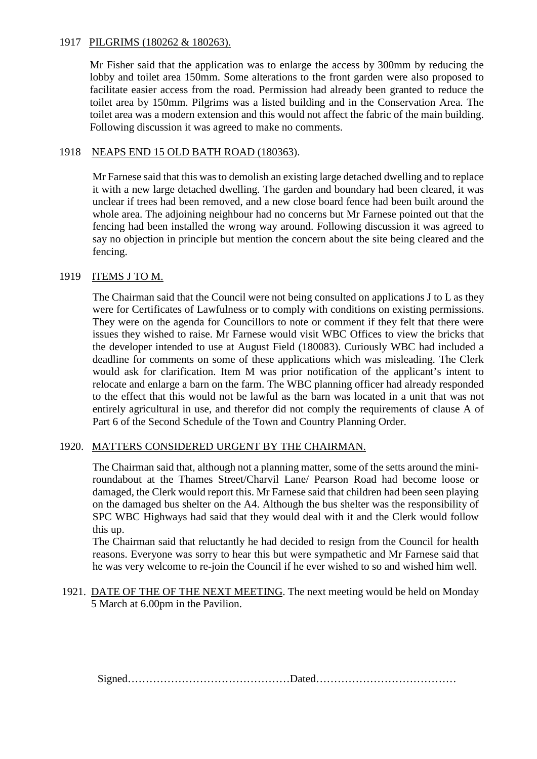1917 PILGRIMS (180262 & 180263).

Mr Fisher said that the application was to enlarge the access by 300mm by reducing the lobby and toilet area 150mm. Some alterations to the front garden were also proposed to facilitate easier access from the road. Permission had already been granted to reduce the toilet area by 150mm. Pilgrims was a listed building and in the Conservation Area. The toilet area was a modern extension and this would not affect the fabric of the main building. Following discussion it was agreed to make no comments.

1918 NEAPS END 15 OLD BATH ROAD (180363).

Mr Farnese said that this was to demolish an existing large detached dwelling and to replace it with a new large detached dwelling. The garden and boundary had been cleared, it was unclear if trees had been removed, and a new close board fence had been built around the whole area. The adjoining neighbour had no concerns but Mr Farnese pointed out that the fencing had been installed the wrong way around. Following discussion it was agreed to say no objection in principle but mention the concern about the site being cleared and the fencing.

1919 ITEMS J TO M.

The Chairman said that the Council were not being consulted on applications J to L as they were for Certificates of Lawfulness or to comply with conditions on existing permissions. They were on the agenda for Councillors to note or comment if they felt that there were issues they wished to raise. Mr Farnese would visit WBC Offices to view the bricks that the developer intended to use at August Field (180083). Curiously WBC had included a deadline for comments on some of these applications which was misleading. The Clerk would ask for clarification. Item M was prior notification of the applicant's intent to relocate and enlarge a barn on the farm. The WBC planning officer had already responded to the effect that this would not be lawful as the barn was located in a unit that was not entirely agricultural in use, and therefor did not comply the requirements of clause A of Part 6 of the Second Schedule of the Town and Country Planning Order.

1920. MATTERS CONSIDERED URGENT BY THE CHAIRMAN.

The Chairman said that, although not a planning matter, some of the setts around the mini-roundabout at the Thames Street/Charvil Lane/ Pearson Road had become loose or damaged, the Clerk would report this. Mr Farnese said that children had been seen playing on the damaged bus shelter on the A4. Although the bus shelter was the responsibility of SPC WBC Highways had said that they would deal with it and the Clerk would follow this up.

The Chairman said that reluctantly he had decided to resign from the Council for health reasons. Everyone was sorry to hear this but were sympathetic and Mr Farnese said that he was very welcome to re-join the Council if he ever wished to so and wished him well.

1921. DATE OF THE OF THE NEXT MEETING. The next meeting would be held on Monday 5 March at 6.00pm in the Pavilion.

Signed………………………………………Dated…………………………………